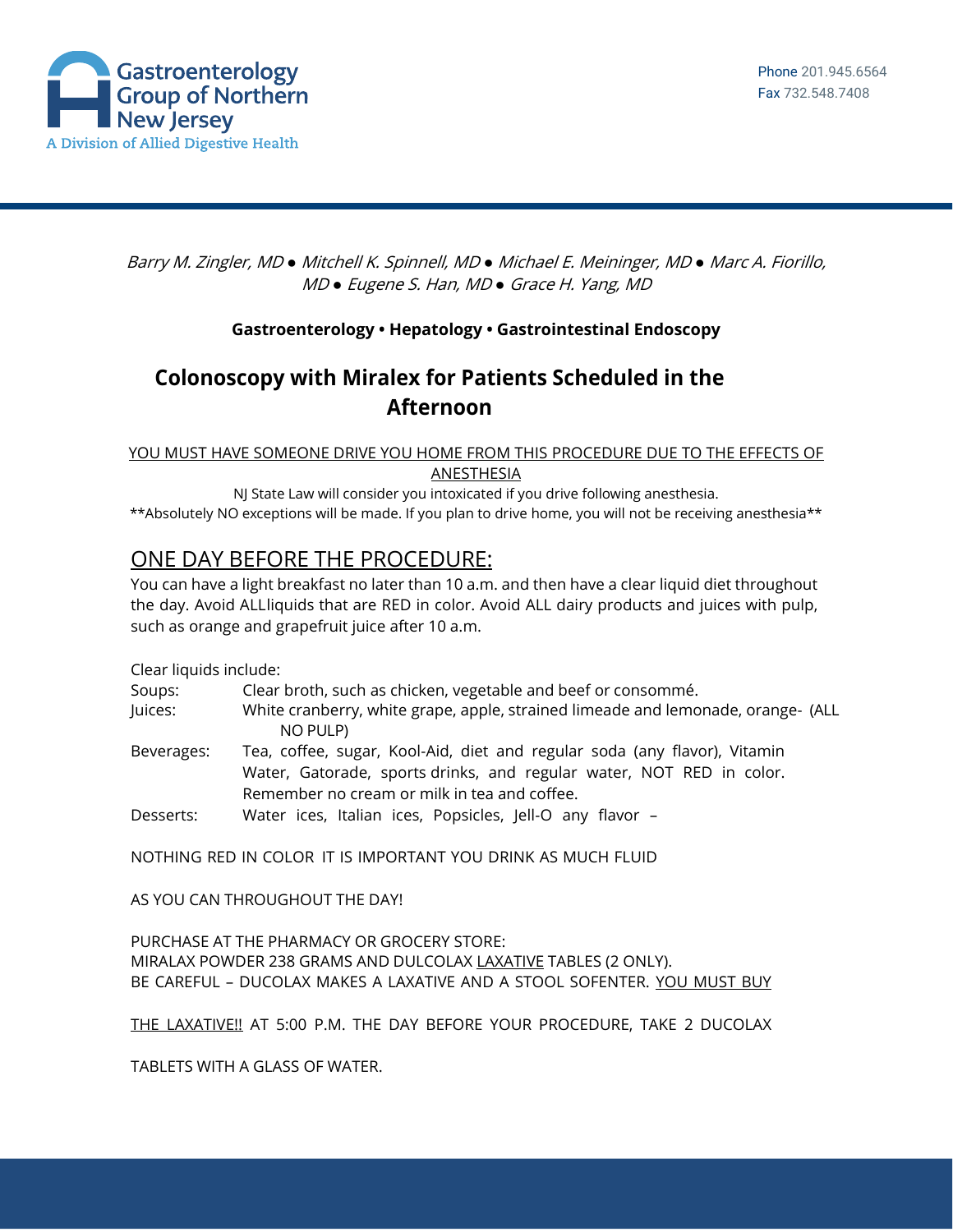Gastroenterology Group of Northern New Jersey
A Division of Allied Digestive Health

Phone 201.945.6564
Fax 732.548.7408

*Barry M. Zingler, MD ● Mitchell K. Spinnell, MD ● Michael E. Meininger, MD ● Marc A. Fiorillo, MD ● Eugene S. Han, MD ● Grace H. Yang, MD*

**Gastroenterology • Hepatology • Gastrointestinal Endoscopy**

# Colonoscopy with Miralex for Patients Scheduled in the Afternoon

<u>YOU MUST HAVE SOMEONE DRIVE YOU HOME FROM THIS PROCEDURE DUE TO THE EFFECTS OF ANESTHESIA</u>

NJ State Law will consider you intoxicated if you drive following anesthesia.

**Absolutely NO exceptions will be made. If you plan to drive home, you will not be receiving anesthesia**

## <u>ONE DAY BEFORE THE PROCEDURE:</u>

You can have a light breakfast no later than 10 a.m. and then have a clear liquid diet throughout the day. Avoid ALLliquids that are RED in color. Avoid ALL dairy products and juices with pulp, such as orange and grapefruit juice after 10 a.m.

Clear liquids include:

Soups: Clear broth, such as chicken, vegetable and beef or consommé.

Juices: White cranberry, white grape, apple, strained limeade and lemonade, orange- (ALL NO PULP)

Beverages: Tea, coffee, sugar, Kool-Aid, diet and regular soda (any flavor), Vitamin Water, Gatorade, sports drinks, and regular water, NOT RED in color. Remember no cream or milk in tea and coffee.

Desserts: Water ices, Italian ices, Popsicles, Jell-O any flavor –

NOTHING RED IN COLOR IT IS IMPORTANT YOU DRINK AS MUCH FLUID

AS YOU CAN THROUGHOUT THE DAY!

PURCHASE AT THE PHARMACY OR GROCERY STORE:
MIRALAX POWDER 238 GRAMS AND DULCOLAX <u>LAXATIVE</u> TABLES (2 ONLY).
BE CAREFUL – DUCOLAX MAKES A LAXATIVE AND A STOOL SOFENTER. <u>YOU MUST BUY THE LAXATIVE!!</u> AT 5:00 P.M. THE DAY BEFORE YOUR PROCEDURE, TAKE 2 DUCOLAX TABLETS WITH A GLASS OF WATER.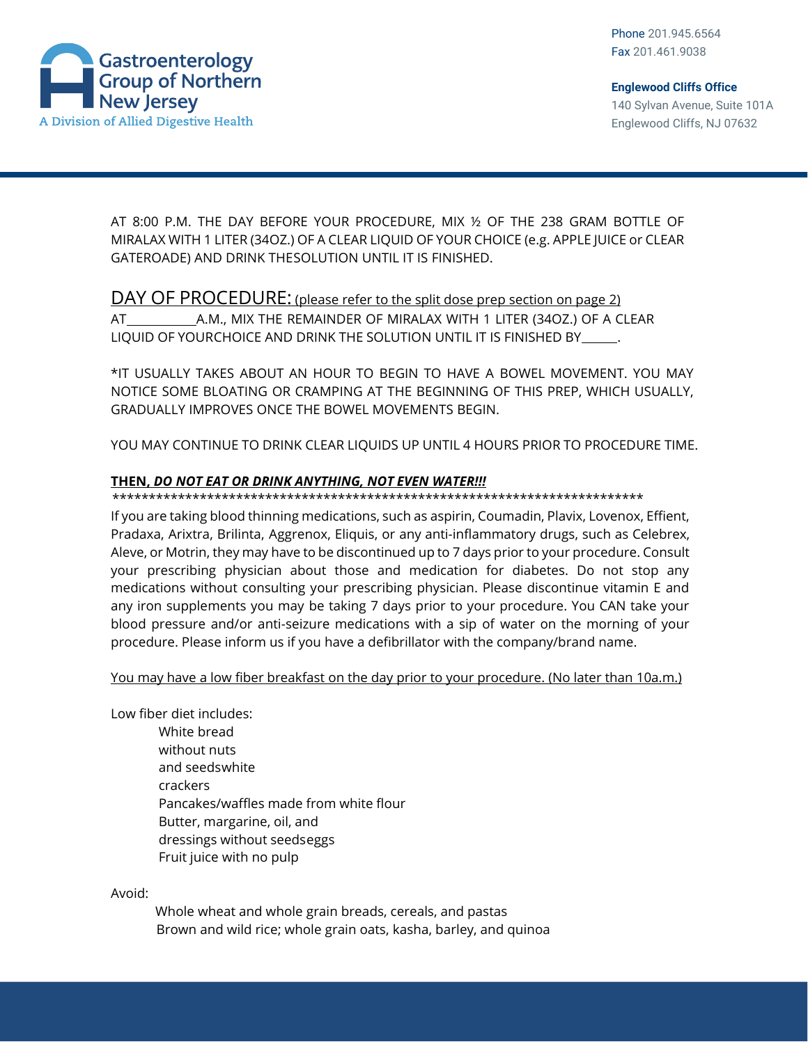AT 8:00 P.M. THE DAY BEFORE YOUR PROCEDURE, MIX ½ OF THE 238 GRAM BOTTLE OF MIRALAX WITH 1 LITER (34OZ.) OF A CLEAR LIQUID OF YOUR CHOICE (e.g. APPLE JUICE or CLEAR GATEROADE) AND DRINK THESOLUTION UNTIL IT IS FINISHED.

## DAY OF PROCEDURE: <u>(please refer to the split dose prep section on page 2)</u>

AT__________A.M., MIX THE REMAINDER OF MIRALAX WITH 1 LITER (34OZ.) OF A CLEAR LIQUID OF YOURCHOICE AND DRINK THE SOLUTION UNTIL IT IS FINISHED BY______.

*IT USUALLY TAKES ABOUT AN HOUR TO BEGIN TO HAVE A BOWEL MOVEMENT. YOU MAY NOTICE SOME BLOATING OR CRAMPING AT THE BEGINNING OF THIS PREP, WHICH USUALLY, GRADUALLY IMPROVES ONCE THE BOWEL MOVEMENTS BEGIN.

YOU MAY CONTINUE TO DRINK CLEAR LIQUIDS UP UNTIL 4 HOURS PRIOR TO PROCEDURE TIME.

**<u>THEN, *DO NOT EAT OR DRINK ANYTHING, NOT EVEN WATER!!!*</u>**

*****************************************************************************

If you are taking blood thinning medications, such as aspirin, Coumadin, Plavix, Lovenox, Effient, Pradaxa, Arixtra, Brilinta, Aggrenox, Eliquis, or any anti-inflammatory drugs, such as Celebrex, Aleve, or Motrin, they may have to be discontinued up to 7 days prior to your procedure. Consult your prescribing physician about those and medication for diabetes. Do not stop any medications without consulting your prescribing physician. Please discontinue vitamin E and any iron supplements you may be taking 7 days prior to your procedure. You CAN take your blood pressure and/or anti-seizure medications with a sip of water on the morning of your procedure. Please inform us if you have a defibrillator with the company/brand name.

<u>You may have a low fiber breakfast on the day prior to your procedure. (No later than 10a.m.)</u>

Low fiber diet includes:

- White bread
- without nuts
- and seedswhite
- crackers
- Pancakes/waffles made from white flour
- Butter, margarine, oil, and
- dressings without seedseggs
- Fruit juice with no pulp

Avoid:

- Whole wheat and whole grain breads, cereals, and pastas
- Brown and wild rice; whole grain oats, kasha, barley, and quinoa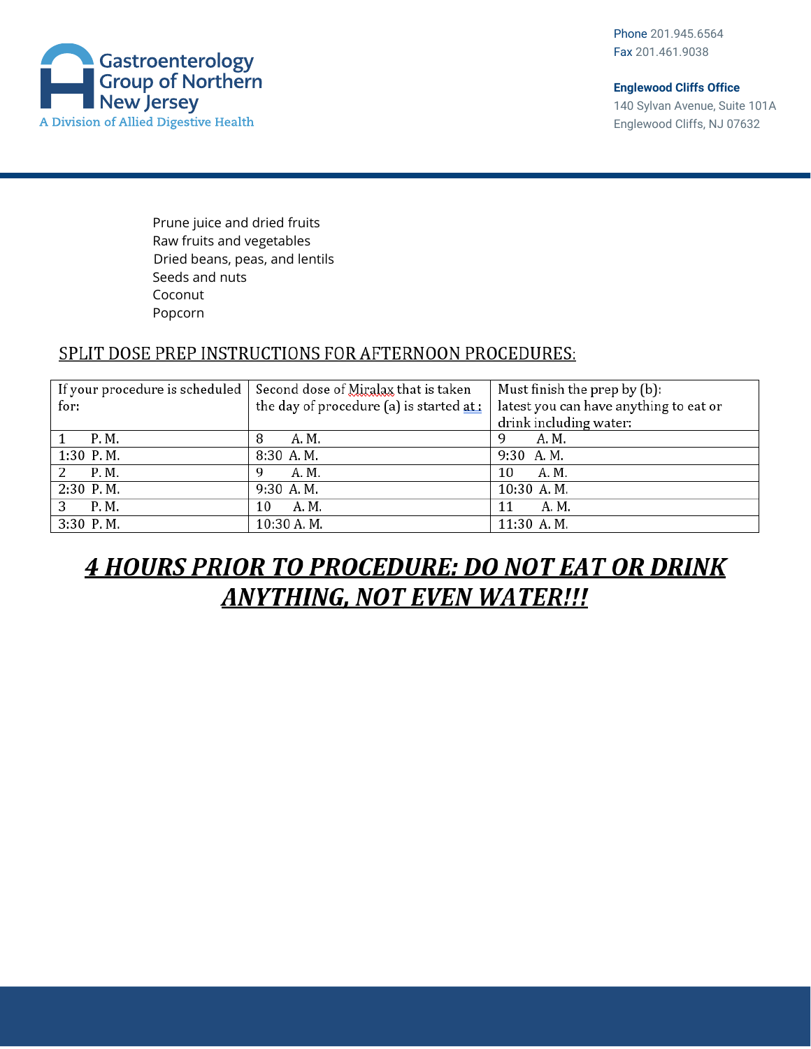Prune juice and dried fruits
Raw fruits and vegetables
Dried beans, peas, and lentils
Seeds and nuts
Coconut
Popcorn

## SPLIT DOSE PREP INSTRUCTIONS FOR AFTERNOON PROCEDURES:

| If your procedure is scheduled for: | Second dose of Miralax that is taken the day of procedure (a) is started at : | Must finish the prep by (b): latest you can have anything to eat or drink including water: |
|---|---|---|
| 1 P. M. | 8 A. M. | 9 A. M. |
| 1:30 P. M. | 8:30 A. M. | 9:30 A. M. |
| 2 P. M. | 9 A. M. | 10 A. M. |
| 2:30 P. M. | 9:30 A. M. | 10:30 A. M. |
| 3 P. M. | 10 A. M. | 11 A. M. |
| 3:30 P. M. | 10:30 A. M. | 11:30 A. M. |

# ***4 HOURS PRIOR TO PROCEDURE: DO NOT EAT OR DRINK ANYTHING, NOT EVEN WATER!!!***